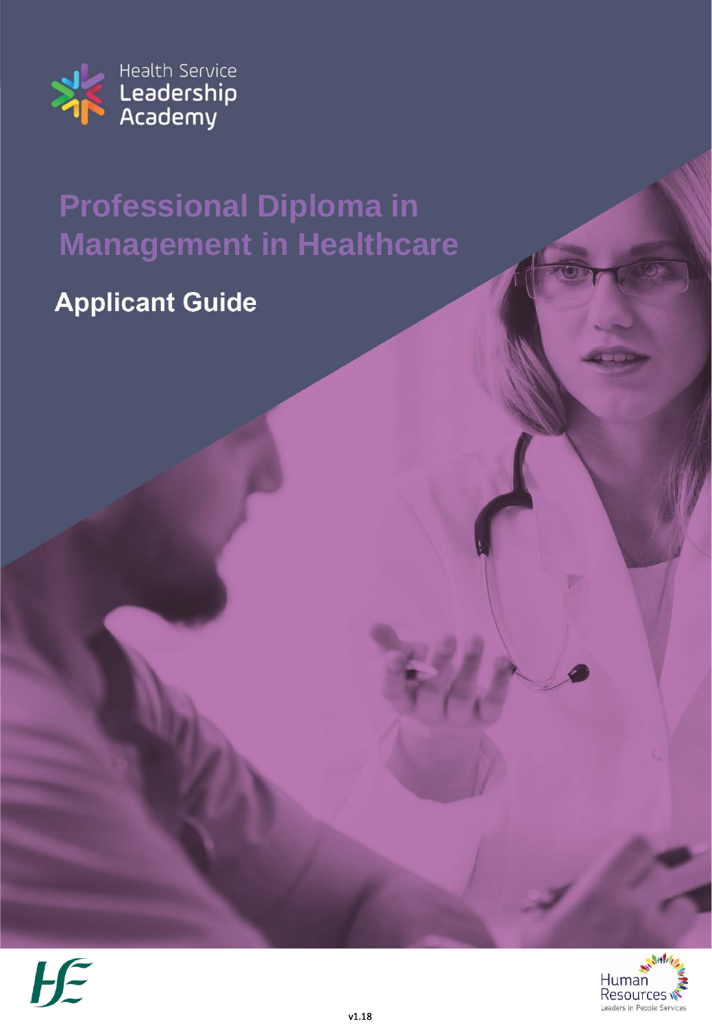Health Service Leadership Academy

# Professional Diploma in Management in Healthcare

## Applicant Guide

Human Resources
Leaders in People Services

v1.18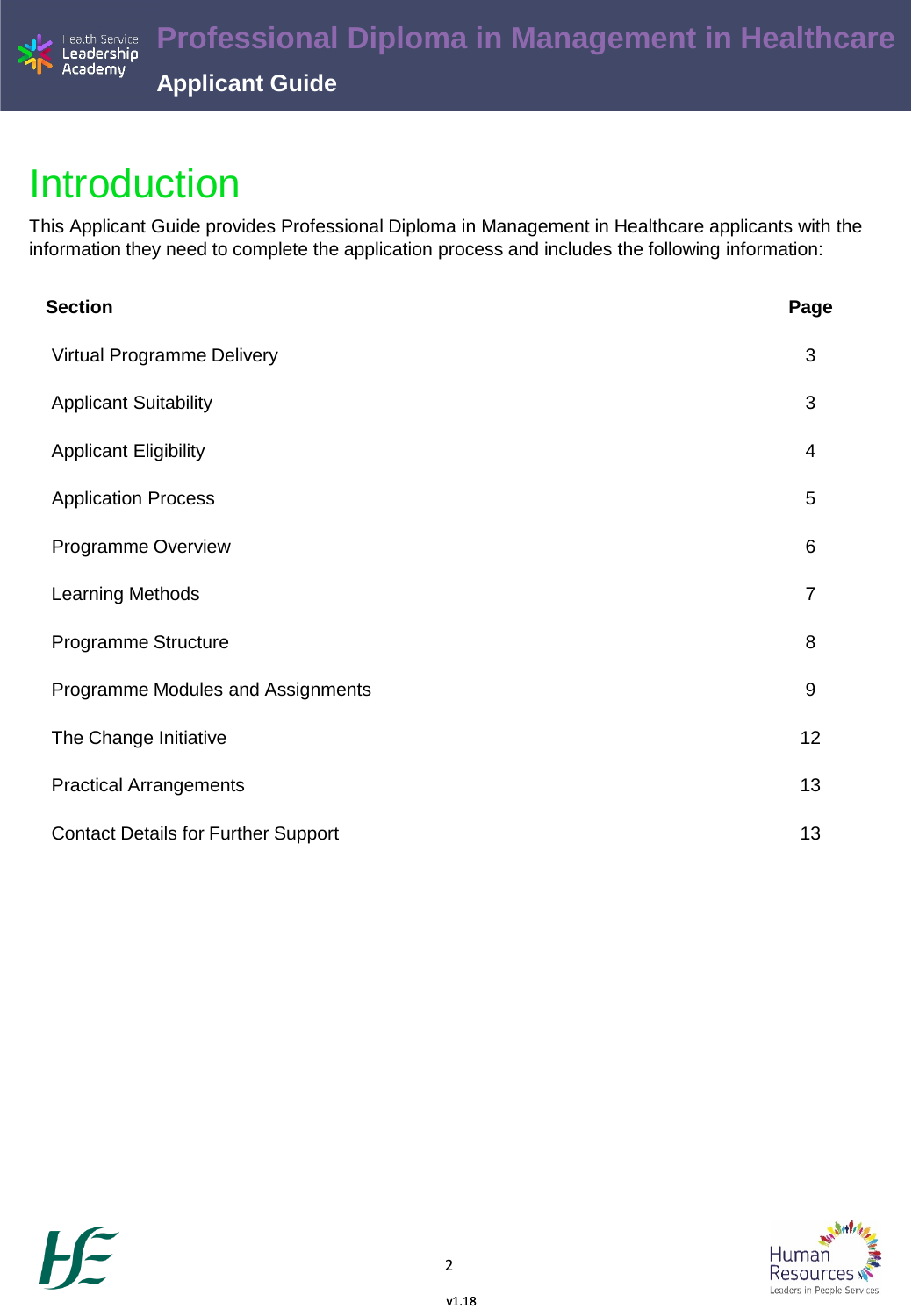# Introduction

This Applicant Guide provides Professional Diploma in Management in Healthcare applicants with the information they need to complete the application process and includes the following information:

| Section | Page |
|---|---|
| Virtual Programme Delivery | 3 |
| Applicant Suitability | 3 |
| Applicant Eligibility | 4 |
| Application Process | 5 |
| Programme Overview | 6 |
| Learning Methods | 7 |
| Programme Structure | 8 |
| Programme Modules and Assignments | 9 |
| The Change Initiative | 12 |
| Practical Arrangements | 13 |
| Contact Details for Further Support | 13 |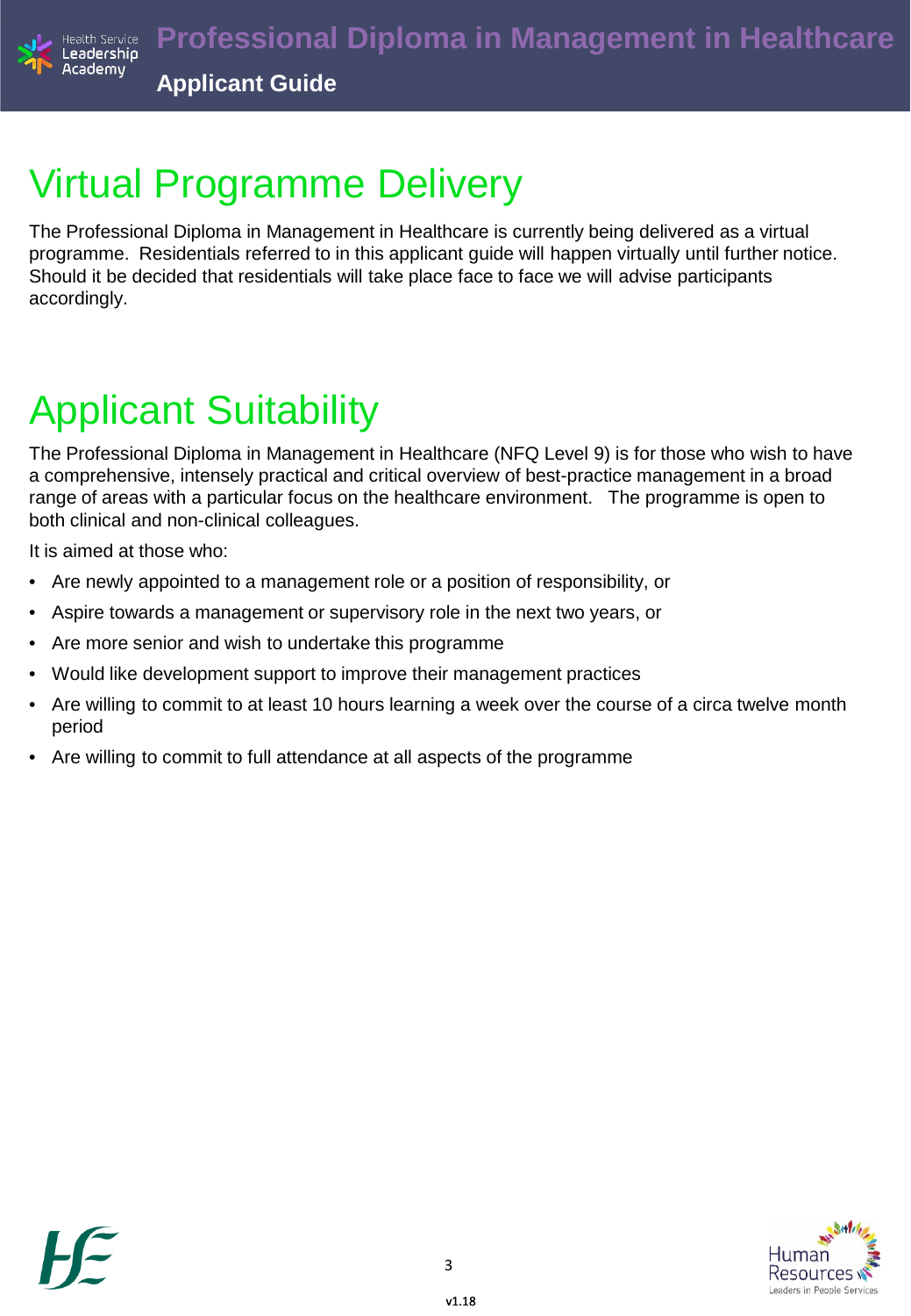# Virtual Programme Delivery

The Professional Diploma in Management in Healthcare is currently being delivered as a virtual programme. Residentials referred to in this applicant guide will happen virtually until further notice. Should it be decided that residentials will take place face to face we will advise participants accordingly.

# Applicant Suitability

The Professional Diploma in Management in Healthcare (NFQ Level 9) is for those who wish to have a comprehensive, intensely practical and critical overview of best-practice management in a broad range of areas with a particular focus on the healthcare environment. The programme is open to both clinical and non-clinical colleagues.

It is aimed at those who:

- Are newly appointed to a management role or a position of responsibility, or
- Aspire towards a management or supervisory role in the next two years, or
- Are more senior and wish to undertake this programme
- Would like development support to improve their management practices
- Are willing to commit to at least 10 hours learning a week over the course of a circa twelve month period
- Are willing to commit to full attendance at all aspects of the programme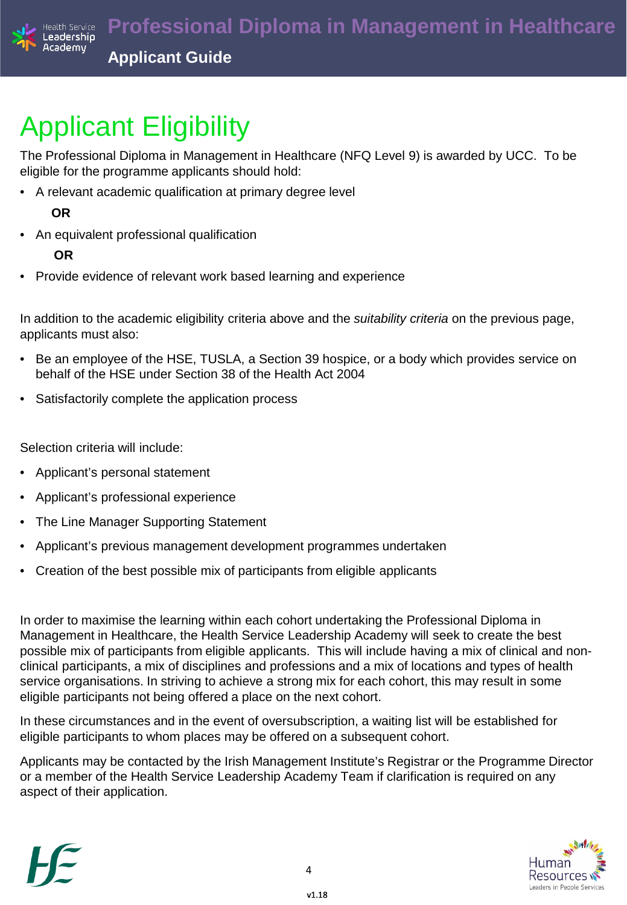# Applicant Eligibility

The Professional Diploma in Management in Healthcare (NFQ Level 9) is awarded by UCC. To be eligible for the programme applicants should hold:

- A relevant academic qualification at primary degree level

**OR**

- An equivalent professional qualification

**OR**

- Provide evidence of relevant work based learning and experience

In addition to the academic eligibility criteria above and the *suitability criteria* on the previous page, applicants must also:

- Be an employee of the HSE, TUSLA, a Section 39 hospice, or a body which provides service on behalf of the HSE under Section 38 of the Health Act 2004
- Satisfactorily complete the application process

Selection criteria will include:

- Applicant's personal statement
- Applicant's professional experience
- The Line Manager Supporting Statement
- Applicant's previous management development programmes undertaken
- Creation of the best possible mix of participants from eligible applicants

In order to maximise the learning within each cohort undertaking the Professional Diploma in Management in Healthcare, the Health Service Leadership Academy will seek to create the best possible mix of participants from eligible applicants. This will include having a mix of clinical and non-clinical participants, a mix of disciplines and professions and a mix of locations and types of health service organisations. In striving to achieve a strong mix for each cohort, this may result in some eligible participants not being offered a place on the next cohort.

In these circumstances and in the event of oversubscription, a waiting list will be established for eligible participants to whom places may be offered on a subsequent cohort.

Applicants may be contacted by the Irish Management Institute's Registrar or the Programme Director or a member of the Health Service Leadership Academy Team if clarification is required on any aspect of their application.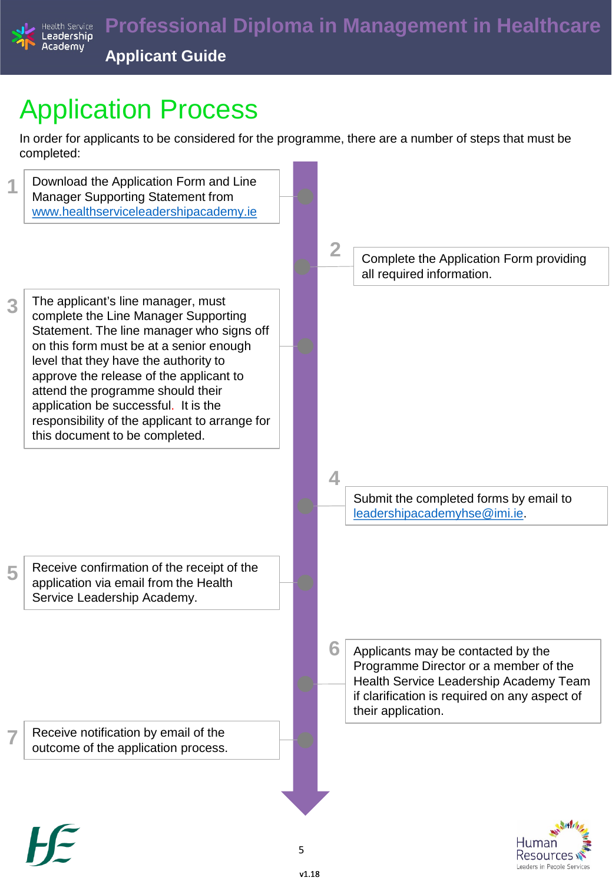# Application Process

In order for applicants to be considered for the programme, there are a number of steps that must be completed:

1. Download the Application Form and Line Manager Supporting Statement from [www.healthserviceleadershipacademy.ie](http://www.healthserviceleadershipacademy.ie)

2. Complete the Application Form providing all required information.

3. The applicant's line manager, must complete the Line Manager Supporting Statement. The line manager who signs off on this form must be at a senior enough level that they have the authority to approve the release of the applicant to attend the programme should their application be successful. It is the responsibility of the applicant to arrange for this document to be completed.

4. Submit the completed forms by email to [leadershipacademyhse@imi.ie](mailto:leadershipacademyhse@imi.ie).

5. Receive confirmation of the receipt of the application via email from the Health Service Leadership Academy.

6. Applicants may be contacted by the Programme Director or a member of the Health Service Leadership Academy Team if clarification is required on any aspect of their application.

7. Receive notification by email of the outcome of the application process.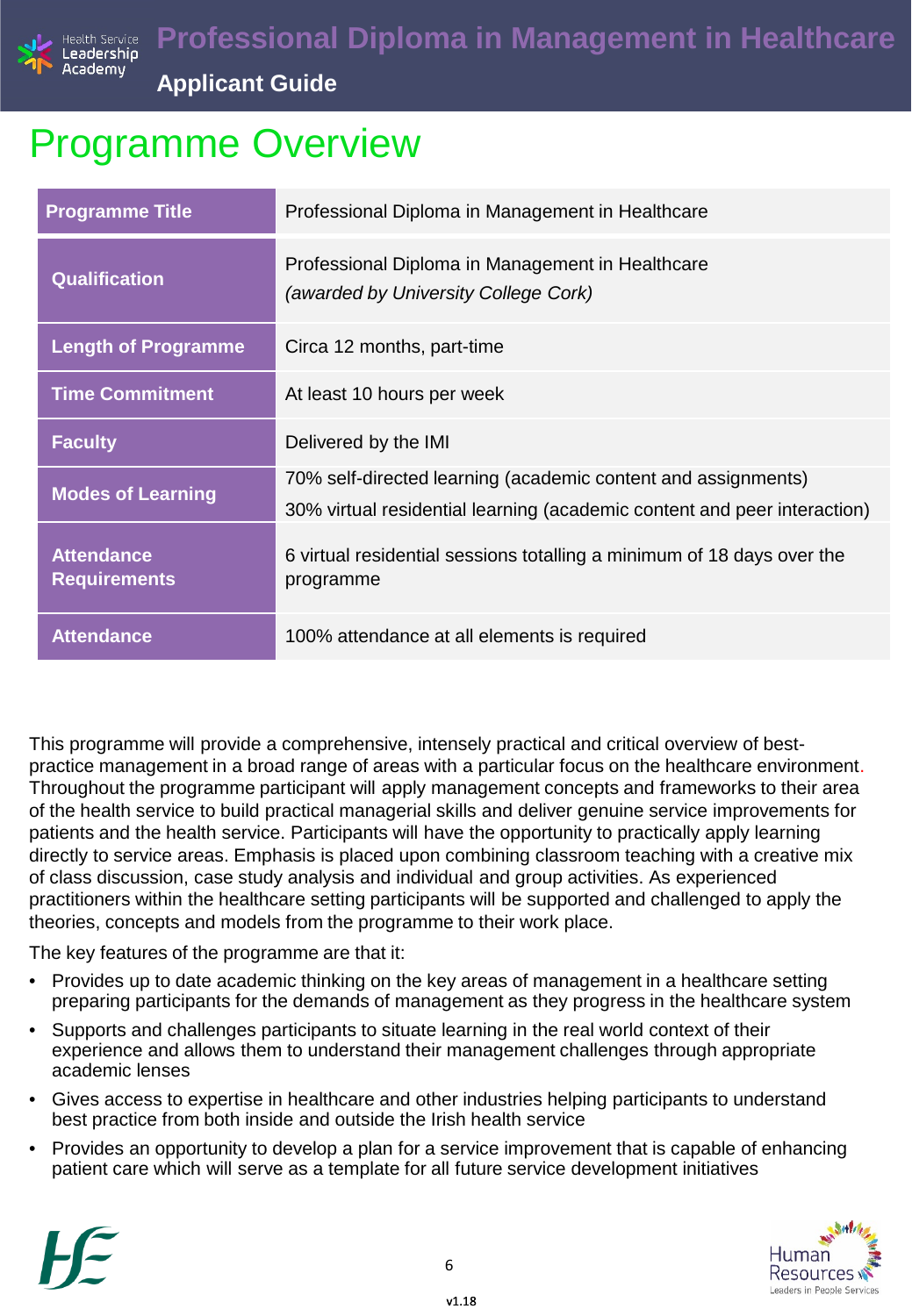# Programme Overview

| Programme Title | Professional Diploma in Management in Healthcare |
| --- | --- |
| Qualification | Professional Diploma in Management in Healthcare *(awarded by University College Cork)* |
| Length of Programme | Circa 12 months, part-time |
| Time Commitment | At least 10 hours per week |
| Faculty | Delivered by the IMI |
| Modes of Learning | 70% self-directed learning (academic content and assignments)<br>30% virtual residential learning (academic content and peer interaction) |
| Attendance Requirements | 6 virtual residential sessions totalling a minimum of 18 days over the programme |
| Attendance | 100% attendance at all elements is required |

This programme will provide a comprehensive, intensely practical and critical overview of best-practice management in a broad range of areas with a particular focus on the healthcare environment. Throughout the programme participant will apply management concepts and frameworks to their area of the health service to build practical managerial skills and deliver genuine service improvements for patients and the health service. Participants will have the opportunity to practically apply learning directly to service areas. Emphasis is placed upon combining classroom teaching with a creative mix of class discussion, case study analysis and individual and group activities. As experienced practitioners within the healthcare setting participants will be supported and challenged to apply the theories, concepts and models from the programme to their work place.

The key features of the programme are that it:

- Provides up to date academic thinking on the key areas of management in a healthcare setting preparing participants for the demands of management as they progress in the healthcare system
- Supports and challenges participants to situate learning in the real world context of their experience and allows them to understand their management challenges through appropriate academic lenses
- Gives access to expertise in healthcare and other industries helping participants to understand best practice from both inside and outside the Irish health service
- Provides an opportunity to develop a plan for a service improvement that is capable of enhancing patient care which will serve as a template for all future service development initiatives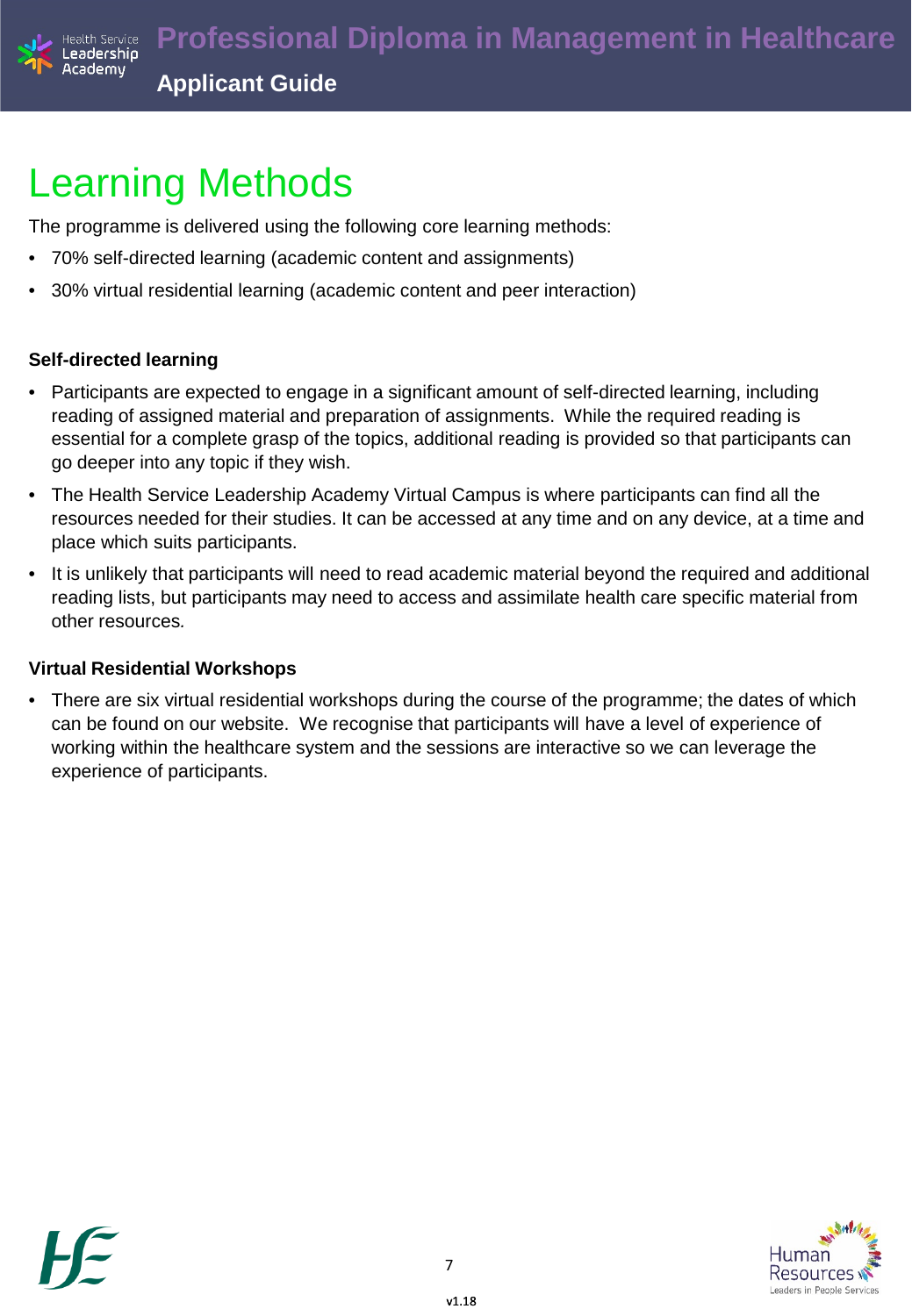# Learning Methods

The programme is delivered using the following core learning methods:

- 70% self-directed learning (academic content and assignments)
- 30% virtual residential learning (academic content and peer interaction)

### Self-directed learning

- Participants are expected to engage in a significant amount of self-directed learning, including reading of assigned material and preparation of assignments. While the required reading is essential for a complete grasp of the topics, additional reading is provided so that participants can go deeper into any topic if they wish.
- The Health Service Leadership Academy Virtual Campus is where participants can find all the resources needed for their studies. It can be accessed at any time and on any device, at a time and place which suits participants.
- It is unlikely that participants will need to read academic material beyond the required and additional reading lists, but participants may need to access and assimilate health care specific material from other resources.

### Virtual Residential Workshops

- There are six virtual residential workshops during the course of the programme; the dates of which can be found on our website. We recognise that participants will have a level of experience of working within the healthcare system and the sessions are interactive so we can leverage the experience of participants.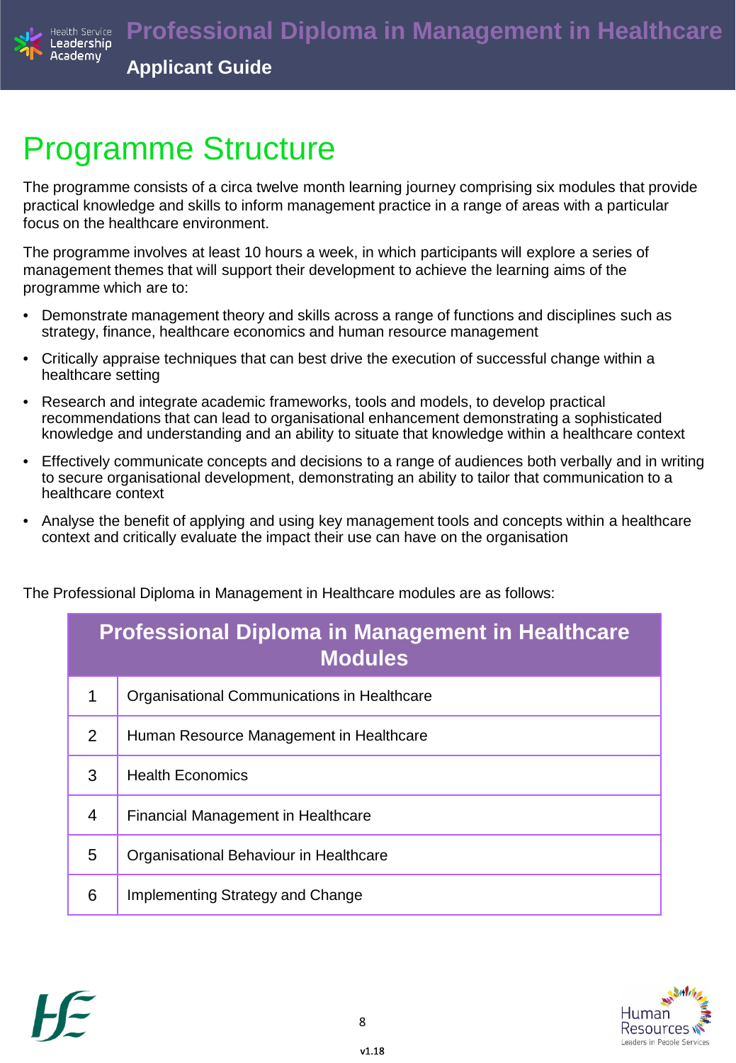# Programme Structure

The programme consists of a circa twelve month learning journey comprising six modules that provide practical knowledge and skills to inform management practice in a range of areas with a particular focus on the healthcare environment.

The programme involves at least 10 hours a week, in which participants will explore a series of management themes that will support their development to achieve the learning aims of the programme which are to:

- Demonstrate management theory and skills across a range of functions and disciplines such as strategy, finance, healthcare economics and human resource management
- Critically appraise techniques that can best drive the execution of successful change within a healthcare setting
- Research and integrate academic frameworks, tools and models, to develop practical recommendations that can lead to organisational enhancement demonstrating a sophisticated knowledge and understanding and an ability to situate that knowledge within a healthcare context
- Effectively communicate concepts and decisions to a range of audiences both verbally and in writing to secure organisational development, demonstrating an ability to tailor that communication to a healthcare context
- Analyse the benefit of applying and using key management tools and concepts within a healthcare context and critically evaluate the impact their use can have on the organisation

The Professional Diploma in Management in Healthcare modules are as follows:

| Professional Diploma in Management in Healthcare Modules | |
|---|---|
| 1 | Organisational Communications in Healthcare |
| 2 | Human Resource Management in Healthcare |
| 3 | Health Economics |
| 4 | Financial Management in Healthcare |
| 5 | Organisational Behaviour in Healthcare |
| 6 | Implementing Strategy and Change |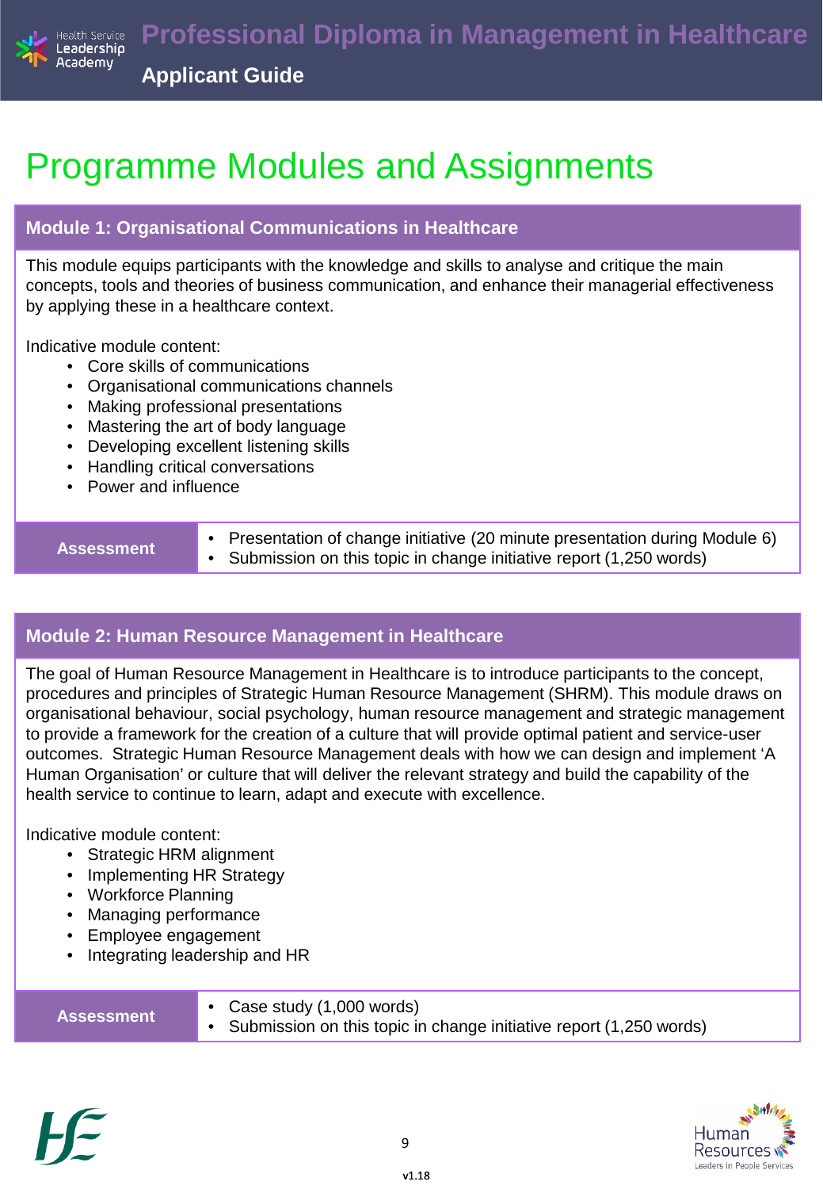# Programme Modules and Assignments

## Module 1: Organisational Communications in Healthcare

This module equips participants with the knowledge and skills to analyse and critique the main concepts, tools and theories of business communication, and enhance their managerial effectiveness by applying these in a healthcare context.

Indicative module content:

- Core skills of communications
- Organisational communications channels
- Making professional presentations
- Mastering the art of body language
- Developing excellent listening skills
- Handling critical conversations
- Power and influence

| **Assessment** | • Presentation of change initiative (20 minute presentation during Module 6)<br>• Submission on this topic in change initiative report (1,250 words) |
|---|---|

## Module 2: Human Resource Management in Healthcare

The goal of Human Resource Management in Healthcare is to introduce participants to the concept, procedures and principles of Strategic Human Resource Management (SHRM). This module draws on organisational behaviour, social psychology, human resource management and strategic management to provide a framework for the creation of a culture that will provide optimal patient and service-user outcomes. Strategic Human Resource Management deals with how we can design and implement 'A Human Organisation' or culture that will deliver the relevant strategy and build the capability of the health service to continue to learn, adapt and execute with excellence.

Indicative module content:

- Strategic HRM alignment
- Implementing HR Strategy
- Workforce Planning
- Managing performance
- Employee engagement
- Integrating leadership and HR

| **Assessment** | • Case study (1,000 words)<br>• Submission on this topic in change initiative report (1,250 words) |
|---|---|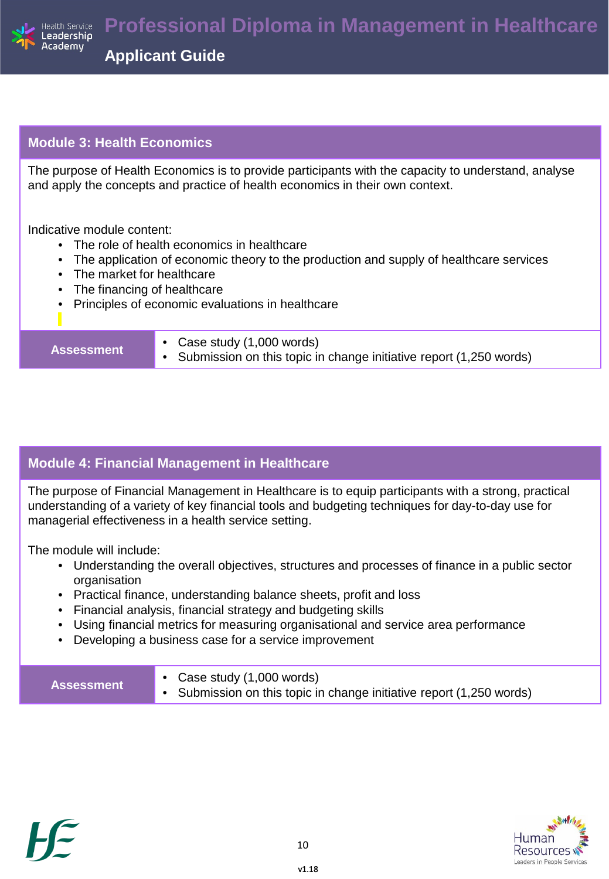## Module 3: Health Economics

The purpose of Health Economics is to provide participants with the capacity to understand, analyse and apply the concepts and practice of health economics in their own context.

Indicative module content:

- The role of health economics in healthcare
- The application of economic theory to the production and supply of healthcare services
- The market for healthcare
- The financing of healthcare
- Principles of economic evaluations in healthcare

| Assessment | |
|---|---|
| | • Case study (1,000 words)<br>• Submission on this topic in change initiative report (1,250 words) |

## Module 4: Financial Management in Healthcare

The purpose of Financial Management in Healthcare is to equip participants with a strong, practical understanding of a variety of key financial tools and budgeting techniques for day-to-day use for managerial effectiveness in a health service setting.

The module will include:

- Understanding the overall objectives, structures and processes of finance in a public sector organisation
- Practical finance, understanding balance sheets, profit and loss
- Financial analysis, financial strategy and budgeting skills
- Using financial metrics for measuring organisational and service area performance
- Developing a business case for a service improvement

| Assessment | |
|---|---|
| | • Case study (1,000 words)<br>• Submission on this topic in change initiative report (1,250 words) |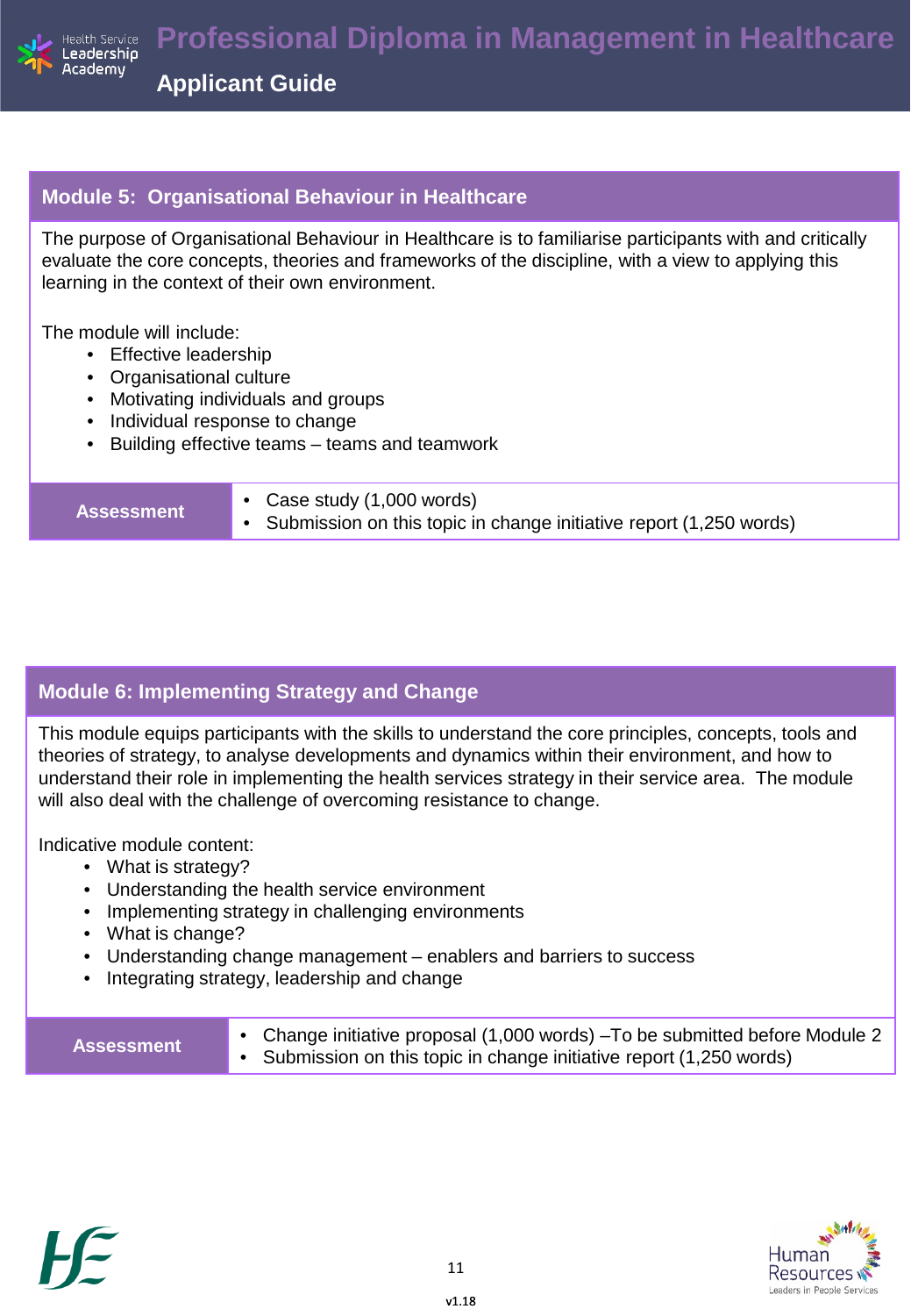## Module 5: Organisational Behaviour in Healthcare

The purpose of Organisational Behaviour in Healthcare is to familiarise participants with and critically evaluate the core concepts, theories and frameworks of the discipline, with a view to applying this learning in the context of their own environment.

The module will include:

- Effective leadership
- Organisational culture
- Motivating individuals and groups
- Individual response to change
- Building effective teams – teams and teamwork

| Assessment | |
|---|---|
| | • Case study (1,000 words)<br>• Submission on this topic in change initiative report (1,250 words) |

## Module 6: Implementing Strategy and Change

This module equips participants with the skills to understand the core principles, concepts, tools and theories of strategy, to analyse developments and dynamics within their environment, and how to understand their role in implementing the health services strategy in their service area. The module will also deal with the challenge of overcoming resistance to change.

Indicative module content:

- What is strategy?
- Understanding the health service environment
- Implementing strategy in challenging environments
- What is change?
- Understanding change management – enablers and barriers to success
- Integrating strategy, leadership and change

| Assessment | |
|---|---|
| | • Change initiative proposal (1,000 words) –To be submitted before Module 2<br>• Submission on this topic in change initiative report (1,250 words) |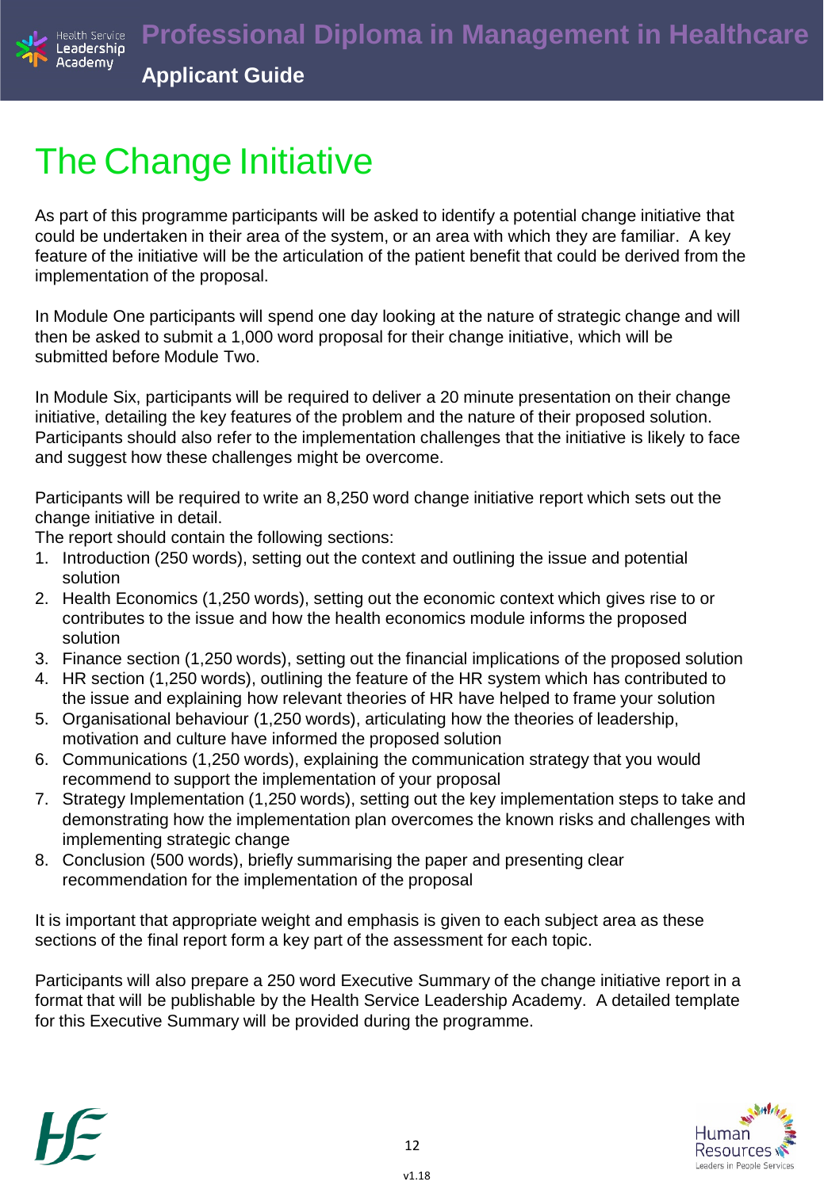# The Change Initiative

As part of this programme participants will be asked to identify a potential change initiative that could be undertaken in their area of the system, or an area with which they are familiar. A key feature of the initiative will be the articulation of the patient benefit that could be derived from the implementation of the proposal.

In Module One participants will spend one day looking at the nature of strategic change and will then be asked to submit a 1,000 word proposal for their change initiative, which will be submitted before Module Two.

In Module Six, participants will be required to deliver a 20 minute presentation on their change initiative, detailing the key features of the problem and the nature of their proposed solution. Participants should also refer to the implementation challenges that the initiative is likely to face and suggest how these challenges might be overcome.

Participants will be required to write an 8,250 word change initiative report which sets out the change initiative in detail.
The report should contain the following sections:

1. Introduction (250 words), setting out the context and outlining the issue and potential solution
2. Health Economics (1,250 words), setting out the economic context which gives rise to or contributes to the issue and how the health economics module informs the proposed solution
3. Finance section (1,250 words), setting out the financial implications of the proposed solution
4. HR section (1,250 words), outlining the feature of the HR system which has contributed to the issue and explaining how relevant theories of HR have helped to frame your solution
5. Organisational behaviour (1,250 words), articulating how the theories of leadership, motivation and culture have informed the proposed solution
6. Communications (1,250 words), explaining the communication strategy that you would recommend to support the implementation of your proposal
7. Strategy Implementation (1,250 words), setting out the key implementation steps to take and demonstrating how the implementation plan overcomes the known risks and challenges with implementing strategic change
8. Conclusion (500 words), briefly summarising the paper and presenting clear recommendation for the implementation of the proposal

It is important that appropriate weight and emphasis is given to each subject area as these sections of the final report form a key part of the assessment for each topic.

Participants will also prepare a 250 word Executive Summary of the change initiative report in a format that will be publishable by the Health Service Leadership Academy. A detailed template for this Executive Summary will be provided during the programme.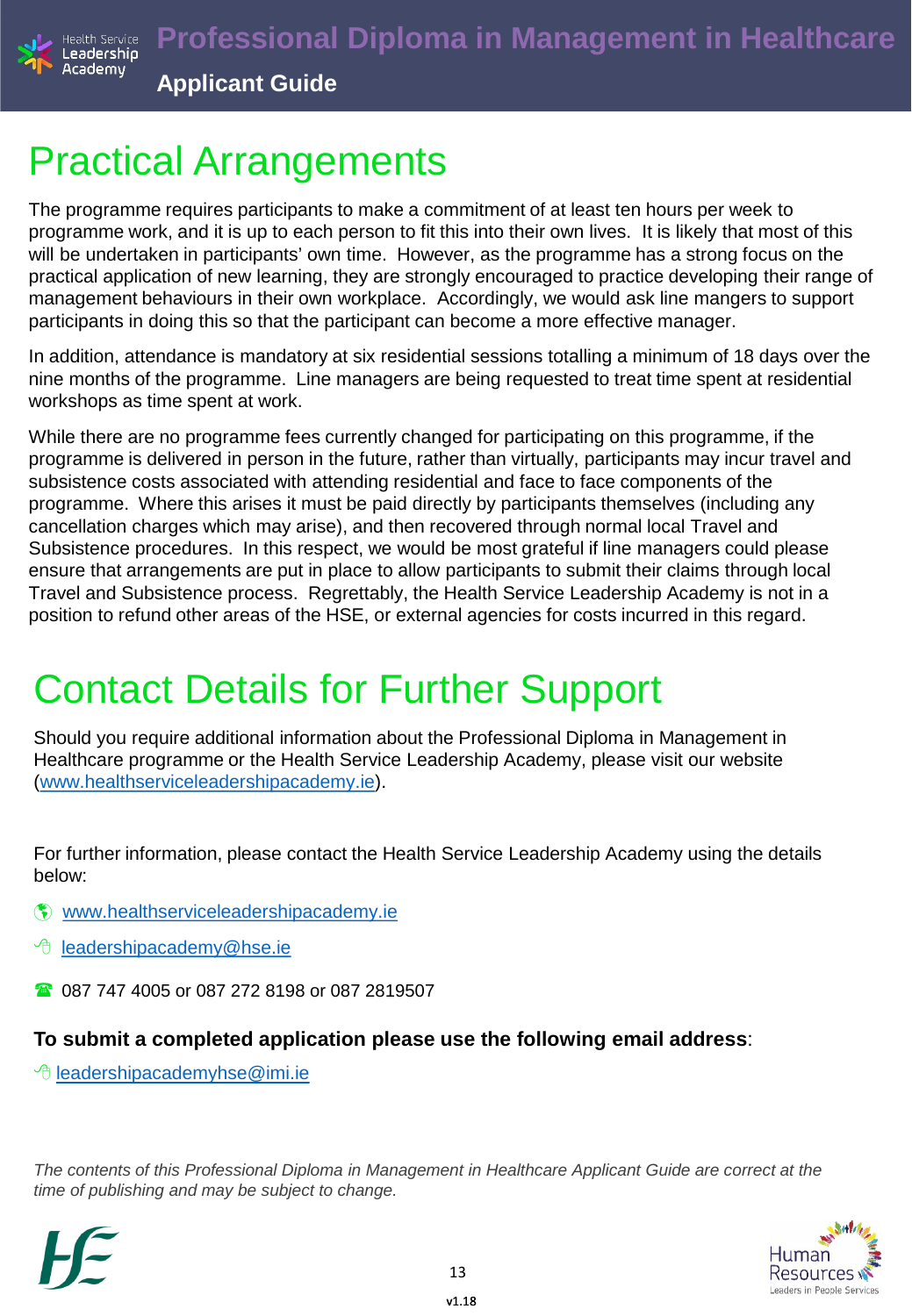# Practical Arrangements

The programme requires participants to make a commitment of at least ten hours per week to programme work, and it is up to each person to fit this into their own lives. It is likely that most of this will be undertaken in participants' own time. However, as the programme has a strong focus on the practical application of new learning, they are strongly encouraged to practice developing their range of management behaviours in their own workplace. Accordingly, we would ask line mangers to support participants in doing this so that the participant can become a more effective manager.

In addition, attendance is mandatory at six residential sessions totalling a minimum of 18 days over the nine months of the programme. Line managers are being requested to treat time spent at residential workshops as time spent at work.

While there are no programme fees currently changed for participating on this programme, if the programme is delivered in person in the future, rather than virtually, participants may incur travel and subsistence costs associated with attending residential and face to face components of the programme. Where this arises it must be paid directly by participants themselves (including any cancellation charges which may arise), and then recovered through normal local Travel and Subsistence procedures. In this respect, we would be most grateful if line managers could please ensure that arrangements are put in place to allow participants to submit their claims through local Travel and Subsistence process. Regrettably, the Health Service Leadership Academy is not in a position to refund other areas of the HSE, or external agencies for costs incurred in this regard.

# Contact Details for Further Support

Should you require additional information about the Professional Diploma in Management in Healthcare programme or the Health Service Leadership Academy, please visit our website (www.healthserviceleadershipacademy.ie).

For further information, please contact the Health Service Leadership Academy using the details below:

- www.healthserviceleadershipacademy.ie
- leadershipacademy@hse.ie
- 087 747 4005 or 087 272 8198 or 087 2819507

**To submit a completed application please use the following email address**:

- leadershipacademyhse@imi.ie

*The contents of this Professional Diploma in Management in Healthcare Applicant Guide are correct at the time of publishing and may be subject to change.*